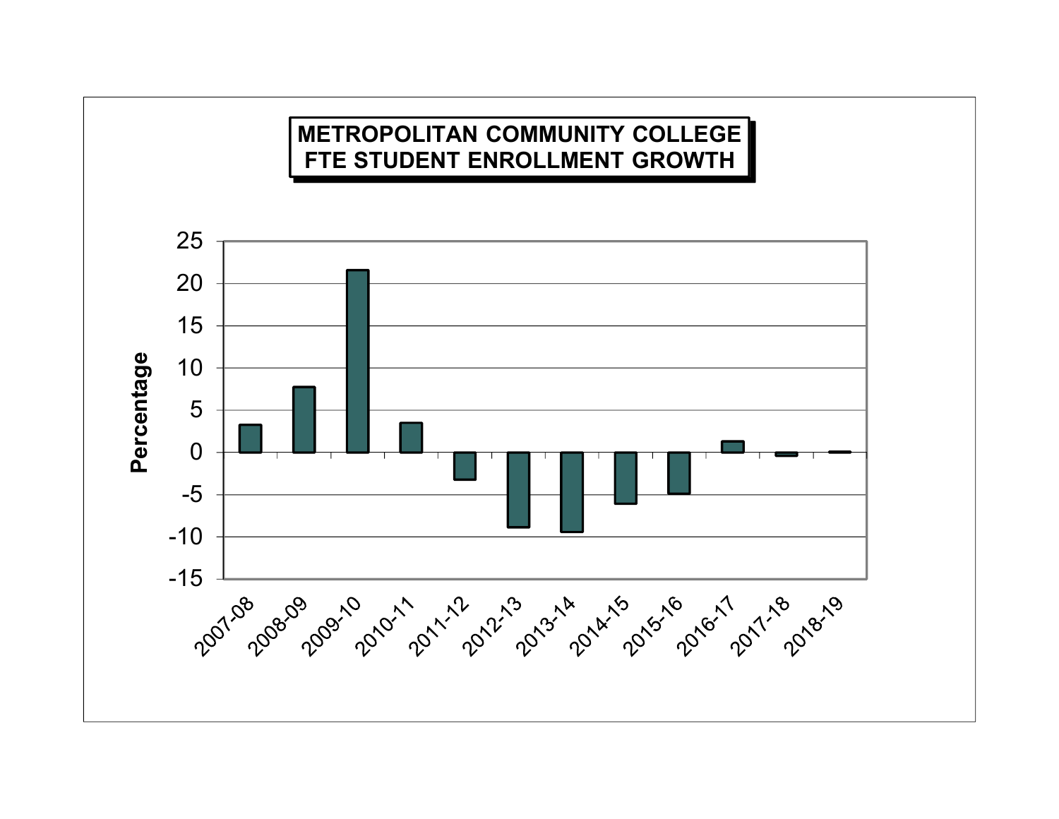# METROPOLITAN COMMUNITY COLLEGE
# FTE STUDENT ENROLLMENT GROWTH

Percentage

25
20
15
10
5
0
-5
-10
-15

2007-08, 2008-09, 2009-10, 2010-11, 2011-12, 2012-13, 2013-14, 2014-15, 2015-16, 2016-17, 2017-18, 2018-19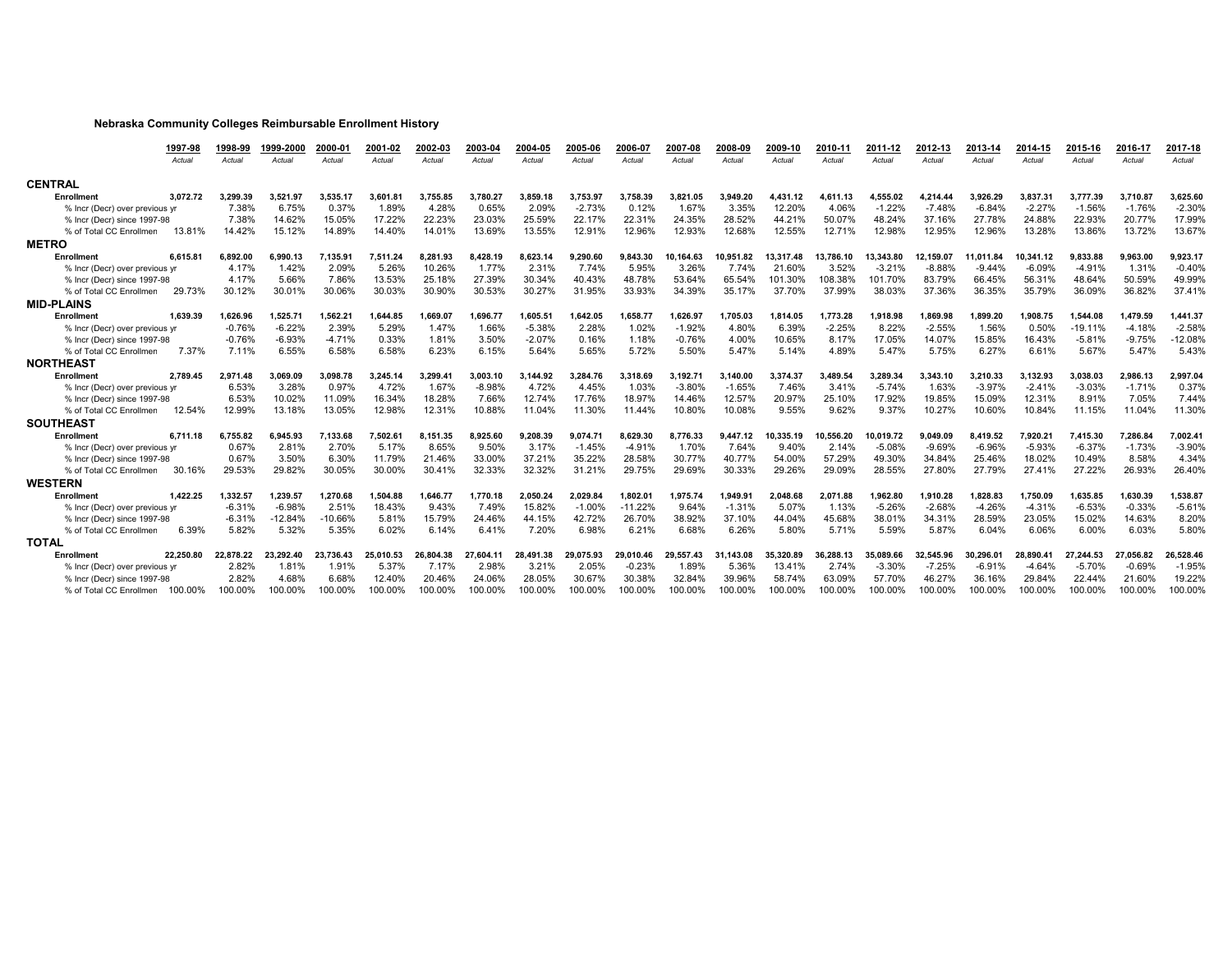**Nebraska Community Colleges Reimbursable Enrollment History**

| | 1997-98 | 1998-99 | 1999-2000 | 2000-01 | 2001-02 | 2002-03 | 2003-04 | 2004-05 | 2005-06 | 2006-07 | 2007-08 | 2008-09 | 2009-10 | 2010-11 | 2011-12 | 2012-13 | 2013-14 | 2014-15 | 2015-16 | 2016-17 | 2017-18 |
|---|---|---|---|---|---|---|---|---|---|---|---|---|---|---|---|---|---|---|---|---|---|
| | *Actual* | *Actual* | *Actual* | *Actual* | *Actual* | *Actual* | *Actual* | *Actual* | *Actual* | *Actual* | *Actual* | *Actual* | *Actual* | *Actual* | *Actual* | *Actual* | *Actual* | *Actual* | *Actual* | *Actual* | *Actual* |
| **CENTRAL** | | | | | | | | | | | | | | | | | | | | | |
| **Enrollment** | 3,072.72 | 3,299.39 | 3,521.97 | 3,535.17 | 3,601.81 | 3,755.85 | 3,780.27 | 3,859.18 | 3,753.97 | 3,758.39 | 3,821.05 | 3,949.20 | 4,431.12 | 4,611.13 | 4,555.02 | 4,214.44 | 3,926.29 | 3,837.31 | 3,777.39 | 3,710.87 | 3,625.60 |
| % Incr (Decr) over previous yr | | 7.38% | 6.75% | 0.37% | 1.89% | 4.28% | 0.65% | 2.09% | -2.73% | 0.12% | 1.67% | 3.35% | 12.20% | 4.06% | -1.22% | -7.48% | -6.84% | -2.27% | -1.56% | -1.76% | -2.30% |
| % Incr (Decr) since 1997-98 | | 7.38% | 14.62% | 15.05% | 17.22% | 22.23% | 23.03% | 25.59% | 22.17% | 22.31% | 24.35% | 28.52% | 44.21% | 50.07% | 48.24% | 37.16% | 27.78% | 24.88% | 22.93% | 20.77% | 17.99% |
| % of Total CC Enrollmen | 13.81% | 14.42% | 15.12% | 14.89% | 14.40% | 14.01% | 13.69% | 13.55% | 12.91% | 12.96% | 12.93% | 12.68% | 12.55% | 12.71% | 12.98% | 12.95% | 12.96% | 13.28% | 13.86% | 13.72% | 13.67% |
| **METRO** | | | | | | | | | | | | | | | | | | | | | |
| **Enrollment** | 6,615.81 | 6,892.00 | 6,990.13 | 7,135.91 | 7,511.24 | 8,281.93 | 8,428.19 | 8,623.14 | 9,290.60 | 9,843.30 | 10,164.63 | 10,951.82 | 13,317.48 | 13,786.10 | 13,343.80 | 12,159.07 | 11,011.84 | 10,341.12 | 9,833.88 | 9,963.00 | 9,923.17 |
| % Incr (Decr) over previous yr | | 4.17% | 1.42% | 2.09% | 5.26% | 10.26% | 1.77% | 2.31% | 7.74% | 5.95% | 3.26% | 7.74% | 21.60% | 3.52% | -3.21% | -8.88% | -9.44% | -6.09% | -4.91% | 1.31% | -0.40% |
| % Incr (Decr) since 1997-98 | | 4.17% | 5.66% | 7.86% | 13.53% | 25.18% | 27.39% | 30.34% | 40.43% | 48.78% | 53.64% | 65.54% | 101.30% | 108.38% | 101.70% | 83.79% | 66.45% | 56.31% | 48.64% | 50.59% | 49.99% |
| % of Total CC Enrollmen | 29.73% | 30.12% | 30.01% | 30.06% | 30.03% | 30.90% | 30.53% | 30.27% | 31.95% | 33.93% | 34.39% | 35.17% | 37.70% | 37.99% | 38.03% | 37.36% | 36.35% | 35.79% | 36.09% | 36.82% | 37.41% |
| **MID-PLAINS** | | | | | | | | | | | | | | | | | | | | | |
| **Enrollment** | 1,639.39 | 1,626.96 | 1,525.71 | 1,562.21 | 1,644.85 | 1,669.07 | 1,696.77 | 1,605.51 | 1,642.05 | 1,658.77 | 1,626.97 | 1,705.03 | 1,814.05 | 1,773.28 | 1,918.98 | 1,869.98 | 1,899.20 | 1,908.75 | 1,544.08 | 1,479.59 | 1,441.37 |
| % Incr (Decr) over previous yr | | -0.76% | -6.22% | 2.39% | 5.29% | 1.47% | 1.66% | -5.38% | 2.28% | 1.02% | -1.92% | 4.80% | 6.39% | -2.25% | 8.22% | -2.55% | 1.56% | 0.50% | -19.11% | -4.18% | -2.58% |
| % Incr (Decr) since 1997-98 | | -0.76% | -6.93% | -4.71% | 0.33% | 1.81% | 3.50% | -2.07% | 0.16% | 1.18% | -0.76% | 4.00% | 10.65% | 8.17% | 17.05% | 14.07% | 15.85% | 16.43% | -5.81% | -9.75% | -12.08% |
| % of Total CC Enrollmen | 7.37% | 7.11% | 6.55% | 6.58% | 6.58% | 6.23% | 6.15% | 5.64% | 5.65% | 5.72% | 5.50% | 5.47% | 5.14% | 4.89% | 5.47% | 5.75% | 6.27% | 6.61% | 5.67% | 5.47% | 5.43% |
| **NORTHEAST** | | | | | | | | | | | | | | | | | | | | | |
| **Enrollment** | 2,789.45 | 2,971.48 | 3,069.09 | 3,098.78 | 3,245.14 | 3,299.41 | 3,003.10 | 3,144.92 | 3,284.76 | 3,318.69 | 3,192.71 | 3,140.00 | 3,374.37 | 3,489.54 | 3,289.34 | 3,343.10 | 3,210.33 | 3,132.93 | 3,038.03 | 2,986.13 | 2,997.04 |
| % Incr (Decr) over previous yr | | 6.53% | 3.28% | 0.97% | 4.72% | 1.67% | -8.98% | 4.72% | 4.45% | 1.03% | -3.80% | -1.65% | 7.46% | 3.41% | -5.74% | 1.63% | -3.97% | -2.41% | -3.03% | -1.71% | 0.37% |
| % Incr (Decr) since 1997-98 | | 6.53% | 10.02% | 11.09% | 16.34% | 18.28% | 7.66% | 12.74% | 17.76% | 18.97% | 14.46% | 12.57% | 20.97% | 25.10% | 17.92% | 19.85% | 15.09% | 12.31% | 8.91% | 7.05% | 7.44% |
| % of Total CC Enrollmen | 12.54% | 12.99% | 13.18% | 13.05% | 12.98% | 12.31% | 10.88% | 11.04% | 11.30% | 11.44% | 10.80% | 10.08% | 9.55% | 9.62% | 9.37% | 10.27% | 10.60% | 10.84% | 11.15% | 11.04% | 11.30% |
| **SOUTHEAST** | | | | | | | | | | | | | | | | | | | | | |
| **Enrollment** | 6,711.18 | 6,755.82 | 6,945.93 | 7,133.68 | 7,502.61 | 8,151.35 | 8,925.60 | 9,208.39 | 9,074.71 | 8,629.30 | 8,776.33 | 9,447.12 | 10,335.19 | 10,556.20 | 10,019.72 | 9,049.09 | 8,419.52 | 7,920.21 | 7,415.30 | 7,286.84 | 7,002.41 |
| % Incr (Decr) over previous yr | | 0.67% | 2.81% | 2.70% | 5.17% | 8.65% | 9.50% | 3.17% | -1.45% | -4.91% | 1.70% | 7.64% | 9.40% | 2.14% | -5.08% | -9.69% | -6.96% | -5.93% | -6.37% | -1.73% | -3.90% |
| % Incr (Decr) since 1997-98 | | 0.67% | 3.50% | 6.30% | 11.79% | 21.46% | 33.00% | 37.21% | 35.22% | 28.58% | 30.77% | 40.77% | 54.00% | 57.29% | 49.30% | 34.84% | 25.46% | 18.02% | 10.49% | 8.58% | 4.34% |
| % of Total CC Enrollmen | 30.16% | 29.53% | 29.82% | 30.05% | 30.00% | 30.41% | 32.33% | 32.32% | 31.21% | 29.75% | 29.69% | 30.33% | 29.26% | 29.09% | 28.55% | 27.80% | 27.79% | 27.41% | 27.22% | 26.93% | 26.40% |
| **WESTERN** | | | | | | | | | | | | | | | | | | | | | |
| **Enrollment** | 1,422.25 | 1,332.57 | 1,239.57 | 1,270.68 | 1,504.88 | 1,646.77 | 1,770.18 | 2,050.24 | 2,029.84 | 1,802.01 | 1,975.74 | 1,949.91 | 2,048.68 | 2,071.88 | 1,962.80 | 1,910.28 | 1,828.83 | 1,750.09 | 1,635.85 | 1,630.39 | 1,538.87 |
| % Incr (Decr) over previous yr | | -6.31% | -6.98% | 2.51% | 18.43% | 9.43% | 7.49% | 15.82% | -1.00% | -11.22% | 9.64% | -1.31% | 5.07% | 1.13% | -5.26% | -2.68% | -4.26% | -4.31% | -6.53% | -0.33% | -5.61% |
| % Incr (Decr) since 1997-98 | | -6.31% | -12.84% | -10.66% | 5.81% | 15.79% | 24.46% | 44.15% | 42.72% | 26.70% | 38.92% | 37.10% | 44.04% | 45.68% | 38.01% | 34.31% | 28.59% | 23.05% | 15.02% | 14.63% | 8.20% |
| % of Total CC Enrollmen | 6.39% | 5.82% | 5.32% | 5.35% | 6.02% | 6.14% | 6.41% | 7.20% | 6.98% | 6.21% | 6.68% | 6.26% | 5.80% | 5.71% | 5.59% | 5.87% | 6.04% | 6.06% | 6.00% | 6.03% | 5.80% |
| **TOTAL** | | | | | | | | | | | | | | | | | | | | | |
| **Enrollment** | 22,250.80 | 22,878.22 | 23,292.40 | 23,736.43 | 25,010.53 | 26,804.38 | 27,604.11 | 28,491.38 | 29,075.93 | 29,010.46 | 29,557.43 | 31,143.08 | 35,320.89 | 36,288.13 | 35,089.66 | 32,545.96 | 30,296.01 | 28,890.41 | 27,244.53 | 27,056.82 | 26,528.46 |
| % Incr (Decr) over previous yr | | 2.82% | 1.81% | 1.91% | 5.37% | 7.17% | 2.98% | 3.21% | 2.05% | -0.23% | 1.89% | 5.36% | 13.41% | 2.74% | -3.30% | -7.25% | -6.91% | -4.64% | -5.70% | -0.69% | -1.95% |
| % Incr (Decr) since 1997-98 | | 2.82% | 4.68% | 6.68% | 12.40% | 20.46% | 24.06% | 28.05% | 30.67% | 30.38% | 32.84% | 39.96% | 58.74% | 63.09% | 57.70% | 46.27% | 36.16% | 29.84% | 22.44% | 21.60% | 19.22% |
| % of Total CC Enrollmen | 100.00% | 100.00% | 100.00% | 100.00% | 100.00% | 100.00% | 100.00% | 100.00% | 100.00% | 100.00% | 100.00% | 100.00% | 100.00% | 100.00% | 100.00% | 100.00% | 100.00% | 100.00% | 100.00% | 100.00% | 100.00% |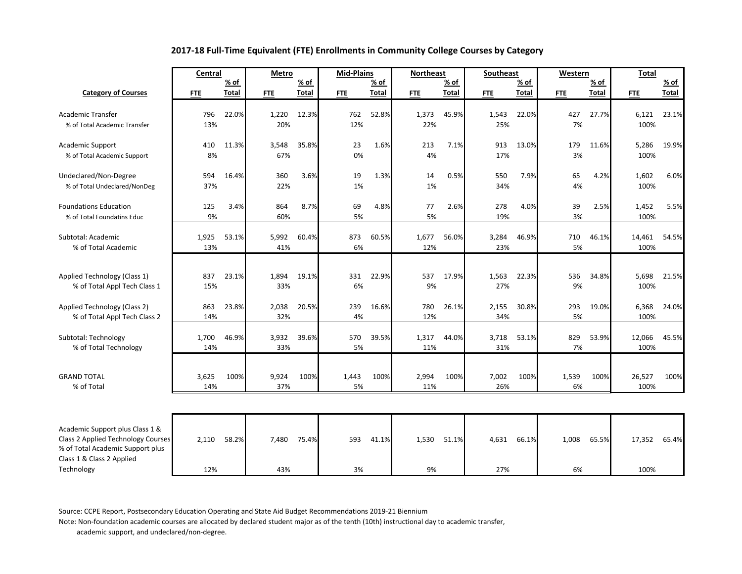**2017-18 Full-Time Equivalent (FTE) Enrollments in Community College Courses by Category**

| | Central | | Metro | | Mid-Plains | | Northeast | | Southeast | | Western | | Total | |
|---|---|---|---|---|---|---|---|---|---|---|---|---|---|---|
| **Category of Courses** | FTE | % of Total | FTE | % of Total | FTE | % of Total | FTE | % of Total | FTE | % of Total | FTE | % of Total | FTE | % of Total |
| Academic Transfer | 796 | 22.0% | 1,220 | 12.3% | 762 | 52.8% | 1,373 | 45.9% | 1,543 | 22.0% | 427 | 27.7% | 6,121 | 23.1% |
| % of Total Academic Transfer | 13% | | 20% | | 12% | | 22% | | 25% | | 7% | | 100% | |
| Academic Support | 410 | 11.3% | 3,548 | 35.8% | 23 | 1.6% | 213 | 7.1% | 913 | 13.0% | 179 | 11.6% | 5,286 | 19.9% |
| % of Total Academic Support | 8% | | 67% | | 0% | | 4% | | 17% | | 3% | | 100% | |
| Undeclared/Non-Degree | 594 | 16.4% | 360 | 3.6% | 19 | 1.3% | 14 | 0.5% | 550 | 7.9% | 65 | 4.2% | 1,602 | 6.0% |
| % of Total Undeclared/NonDeg | 37% | | 22% | | 1% | | 1% | | 34% | | 4% | | 100% | |
| Foundations Education | 125 | 3.4% | 864 | 8.7% | 69 | 4.8% | 77 | 2.6% | 278 | 4.0% | 39 | 2.5% | 1,452 | 5.5% |
| % of Total Foundatins Educ | 9% | | 60% | | 5% | | 5% | | 19% | | 3% | | 100% | |
| Subtotal: Academic | 1,925 | 53.1% | 5,992 | 60.4% | 873 | 60.5% | 1,677 | 56.0% | 3,284 | 46.9% | 710 | 46.1% | 14,461 | 54.5% |
| % of Total Academic | 13% | | 41% | | 6% | | 12% | | 23% | | 5% | | 100% | |
| Applied Technology (Class 1) | 837 | 23.1% | 1,894 | 19.1% | 331 | 22.9% | 537 | 17.9% | 1,563 | 22.3% | 536 | 34.8% | 5,698 | 21.5% |
| % of Total Appl Tech Class 1 | 15% | | 33% | | 6% | | 9% | | 27% | | 9% | | 100% | |
| Applied Technology (Class 2) | 863 | 23.8% | 2,038 | 20.5% | 239 | 16.6% | 780 | 26.1% | 2,155 | 30.8% | 293 | 19.0% | 6,368 | 24.0% |
| % of Total Appl Tech Class 2 | 14% | | 32% | | 4% | | 12% | | 34% | | 5% | | 100% | |
| Subtotal: Technology | 1,700 | 46.9% | 3,932 | 39.6% | 570 | 39.5% | 1,317 | 44.0% | 3,718 | 53.1% | 829 | 53.9% | 12,066 | 45.5% |
| % of Total Technology | 14% | | 33% | | 5% | | 11% | | 31% | | 7% | | 100% | |
| GRAND TOTAL | 3,625 | 100% | 9,924 | 100% | 1,443 | 100% | 2,994 | 100% | 7,002 | 100% | 1,539 | 100% | 26,527 | 100% |
| % of Total | 14% | | 37% | | 5% | | 11% | | 26% | | 6% | | 100% | |
| Academic Support plus Class 1 & Class 2 Applied Technology Courses | 2,110 | 58.2% | 7,480 | 75.4% | 593 | 41.1% | 1,530 | 51.1% | 4,631 | 66.1% | 1,008 | 65.5% | 17,352 | 65.4% |
| % of Total Academic Support plus Class 1 & Class 2 Applied Technology | 12% | | 43% | | 3% | | 9% | | 27% | | 6% | | 100% | |

Source: CCPE Report, Postsecondary Education Operating and State Aid Budget Recommendations 2019-21 Biennium

Note: Non-foundation academic courses are allocated by declared student major as of the tenth (10th) instructional day to academic transfer, academic support, and undeclared/non-degree.